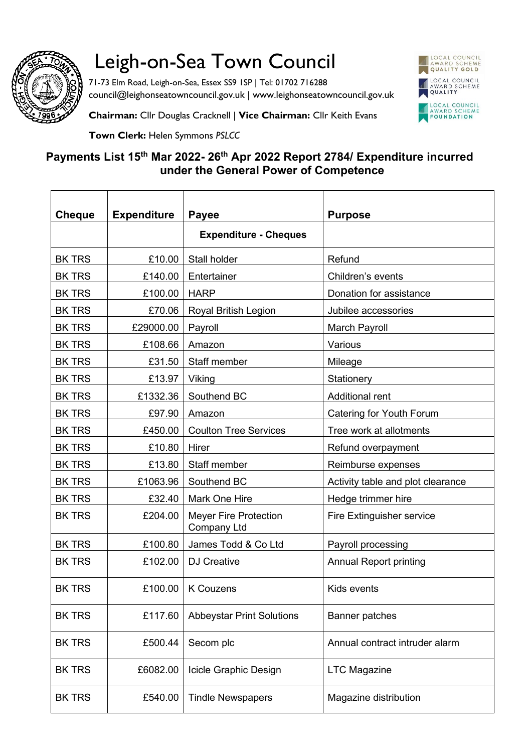# Leigh-on-Sea Town Council

71-73 Elm Road, Leigh-on-Sea, Essex SS9 1SP | Tel: 01702 716288
council@leighonseatowncouncil.gov.uk | www.leighonseatowncouncil.gov.uk

**Chairman:** Cllr Douglas Cracknell | **Vice Chairman:** Cllr Keith Evans

**Town Clerk:** Helen Symmons *PSLCC*

LOCAL COUNCIL AWARD SCHEME QUALITY GOLD
LOCAL COUNCIL AWARD SCHEME QUALITY
LOCAL COUNCIL AWARD SCHEME FOUNDATION

## Payments List 15th Mar 2022- 26th Apr 2022 Report 2784/ Expenditure incurred under the General Power of Competence

| Cheque | Expenditure | Payee | Purpose |
|---|---|---|---|
| | | **Expenditure - Cheques** | |
| BK TRS | £10.00 | Stall holder | Refund |
| BK TRS | £140.00 | Entertainer | Children's events |
| BK TRS | £100.00 | HARP | Donation for assistance |
| BK TRS | £70.06 | Royal British Legion | Jubilee accessories |
| BK TRS | £29000.00 | Payroll | March Payroll |
| BK TRS | £108.66 | Amazon | Various |
| BK TRS | £31.50 | Staff member | Mileage |
| BK TRS | £13.97 | Viking | Stationery |
| BK TRS | £1332.36 | Southend BC | Additional rent |
| BK TRS | £97.90 | Amazon | Catering for Youth Forum |
| BK TRS | £450.00 | Coulton Tree Services | Tree work at allotments |
| BK TRS | £10.80 | Hirer | Refund overpayment |
| BK TRS | £13.80 | Staff member | Reimburse expenses |
| BK TRS | £1063.96 | Southend BC | Activity table and plot clearance |
| BK TRS | £32.40 | Mark One Hire | Hedge trimmer hire |
| BK TRS | £204.00 | Meyer Fire Protection Company Ltd | Fire Extinguisher service |
| BK TRS | £100.80 | James Todd & Co Ltd | Payroll processing |
| BK TRS | £102.00 | DJ Creative | Annual Report printing |
| BK TRS | £100.00 | K Couzens | Kids events |
| BK TRS | £117.60 | Abbeystar Print Solutions | Banner patches |
| BK TRS | £500.44 | Secom plc | Annual contract intruder alarm |
| BK TRS | £6082.00 | Icicle Graphic Design | LTC Magazine |
| BK TRS | £540.00 | Tindle Newspapers | Magazine distribution |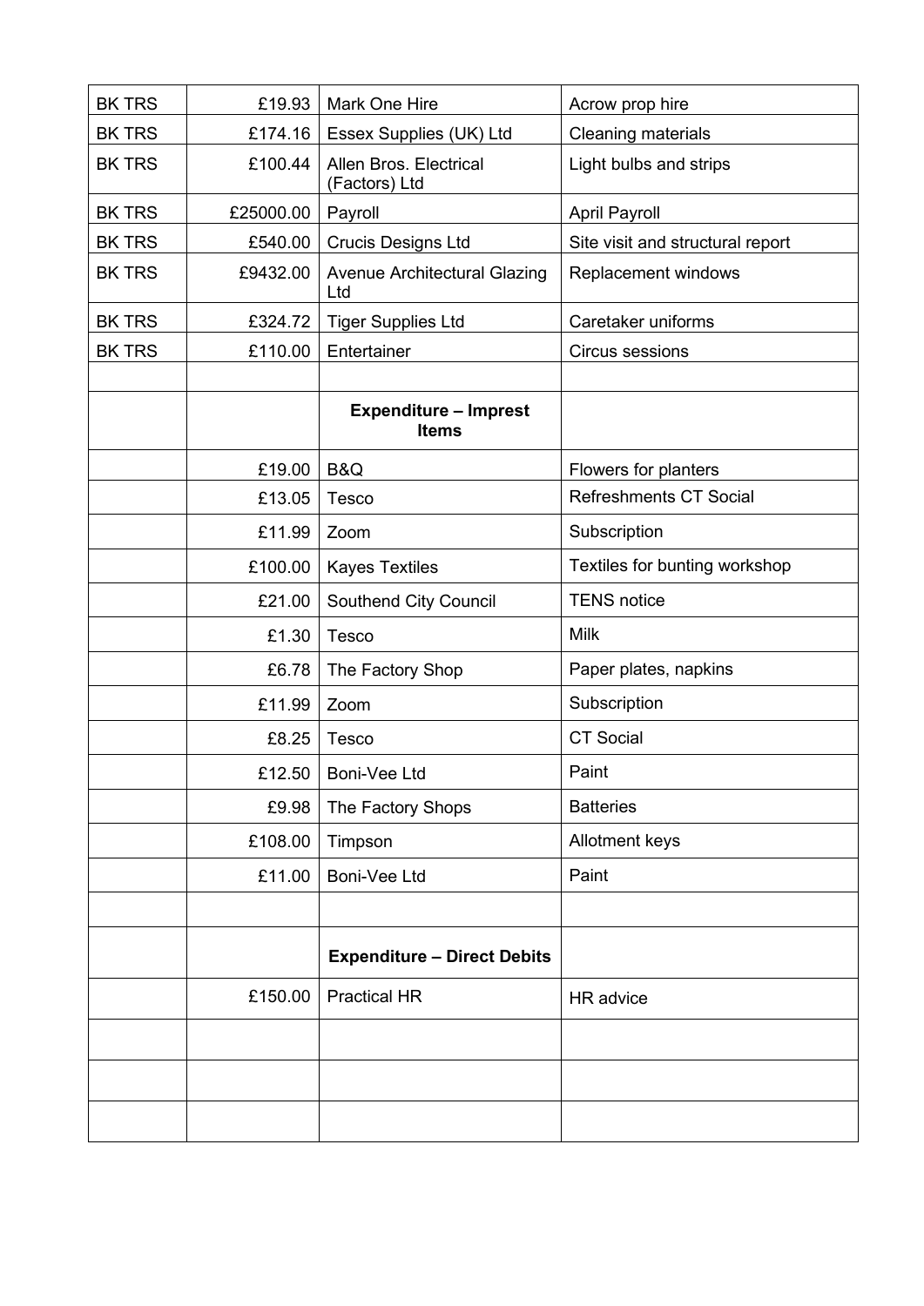| | | | |
|---|---|---|---|
| BK TRS | £19.93 | Mark One Hire | Acrow prop hire |
| BK TRS | £174.16 | Essex Supplies (UK) Ltd | Cleaning materials |
| BK TRS | £100.44 | Allen Bros. Electrical (Factors) Ltd | Light bulbs and strips |
| BK TRS | £25000.00 | Payroll | April Payroll |
| BK TRS | £540.00 | Crucis Designs Ltd | Site visit and structural report |
| BK TRS | £9432.00 | Avenue Architectural Glazing Ltd | Replacement windows |
| BK TRS | £324.72 | Tiger Supplies Ltd | Caretaker uniforms |
| BK TRS | £110.00 | Entertainer | Circus sessions |
| | | | |
| | | **Expenditure – Imprest Items** | |
| | £19.00 | B&Q | Flowers for planters |
| | £13.05 | Tesco | Refreshments CT Social |
| | £11.99 | Zoom | Subscription |
| | £100.00 | Kayes Textiles | Textiles for bunting workshop |
| | £21.00 | Southend City Council | TENS notice |
| | £1.30 | Tesco | Milk |
| | £6.78 | The Factory Shop | Paper plates, napkins |
| | £11.99 | Zoom | Subscription |
| | £8.25 | Tesco | CT Social |
| | £12.50 | Boni-Vee Ltd | Paint |
| | £9.98 | The Factory Shops | Batteries |
| | £108.00 | Timpson | Allotment keys |
| | £11.00 | Boni-Vee Ltd | Paint |
| | | | |
| | | **Expenditure – Direct Debits** | |
| | £150.00 | Practical HR | HR advice |
| | | | |
| | | | |
| | | | |